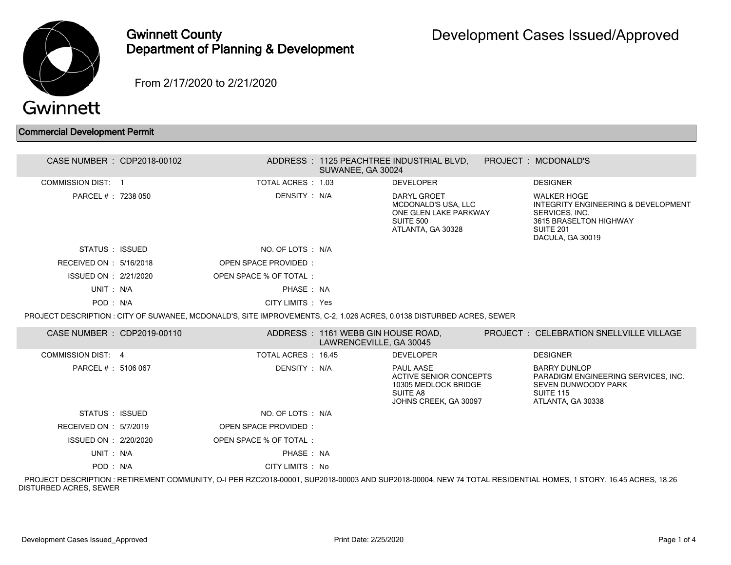# Gwinnett County Department of Planning & Development

## Development Cases Issued/Approved

From 2/17/2020 to 2/21/2020

### Commercial Development Permit

| | | | | | |
|---|---|---|---|---|---|
| CASE NUMBER : | CDP2018-00102 | ADDRESS : | 1125 PEACHTREE INDUSTRIAL BLVD, SUWANEE, GA 30024 | PROJECT : | MCDONALD'S |
| COMMISSION DIST: | 1 | TOTAL ACRES : | 1.03 | DEVELOPER | DESIGNER |
| PARCEL # : | 7238 050 | DENSITY : | N/A | DARYL GROET<br>MCDONALD'S USA, LLC<br>ONE GLEN LAKE PARKWAY<br>SUITE 500<br>ATLANTA, GA 30328 | WALKER HOGE<br>INTEGRITY ENGINEERING & DEVELOPMENT SERVICES, INC.<br>3615 BRASELTON HIGHWAY<br>SUITE 201<br>DACULA, GA 30019 |
| STATUS : | ISSUED | NO. OF LOTS : | N/A | | |
| RECEIVED ON : | 5/16/2018 | OPEN SPACE PROVIDED : | | | |
| ISSUED ON : | 2/21/2020 | OPEN SPACE % OF TOTAL : | | | |
| UNIT : | N/A | PHASE : | NA | | |
| POD : | N/A | CITY LIMITS : | Yes | | |

PROJECT DESCRIPTION : CITY OF SUWANEE, MCDONALD'S, SITE IMPROVEMENTS, C-2, 1.026 ACRES, 0.0138 DISTURBED ACRES, SEWER

| | | | | | |
|---|---|---|---|---|---|
| CASE NUMBER : | CDP2019-00110 | ADDRESS : | 1161 WEBB GIN HOUSE ROAD, LAWRENCEVILLE, GA 30045 | PROJECT : | CELEBRATION SNELLVILLE VILLAGE |
| COMMISSION DIST: | 4 | TOTAL ACRES : | 16.45 | DEVELOPER | DESIGNER |
| PARCEL # : | 5106 067 | DENSITY : | N/A | PAUL AASE<br>ACTIVE SENIOR CONCEPTS<br>10305 MEDLOCK BRIDGE<br>SUITE A8<br>JOHNS CREEK, GA 30097 | BARRY DUNLOP<br>PARADIGM ENGINEERING SERVICES, INC.<br>SEVEN DUNWOODY PARK<br>SUITE 115<br>ATLANTA, GA 30338 |
| STATUS : | ISSUED | NO. OF LOTS : | N/A | | |
| RECEIVED ON : | 5/7/2019 | OPEN SPACE PROVIDED : | | | |
| ISSUED ON : | 2/20/2020 | OPEN SPACE % OF TOTAL : | | | |
| UNIT : | N/A | PHASE : | NA | | |
| POD : | N/A | CITY LIMITS : | No | | |

PROJECT DESCRIPTION : RETIREMENT COMMUNITY, O-I PER RZC2018-00001, SUP2018-00003 AND SUP2018-00004, NEW 74 TOTAL RESIDENTIAL HOMES, 1 STORY, 16.45 ACRES, 18.26 DISTURBED ACRES, SEWER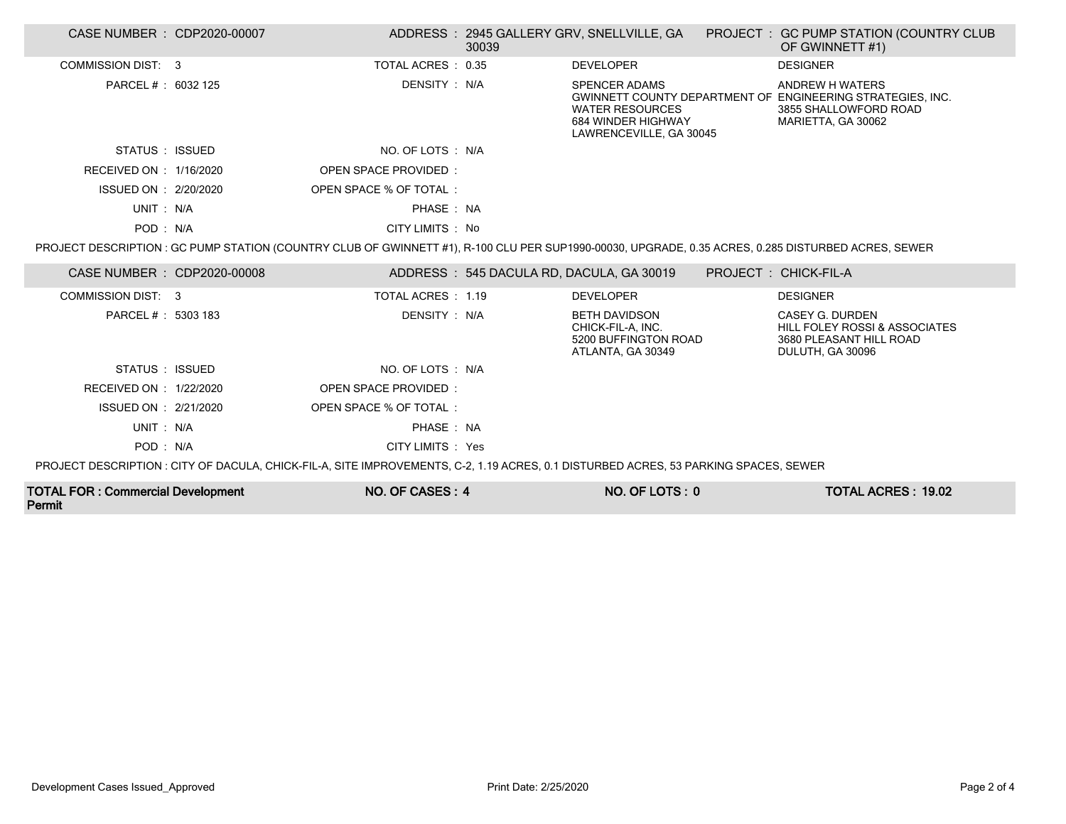| CASE NUMBER : CDP2020-00007 | ADDRESS : 2945 GALLERY GRV, SNELLVILLE, GA 30039 | PROJECT : GC PUMP STATION (COUNTRY CLUB OF GWINNETT #1) | |
|---|---|---|---|
| COMMISSION DIST: 3 | TOTAL ACRES : 0.35 | DEVELOPER | DESIGNER |
| PARCEL # : 6032 125 | DENSITY : N/A | SPENCER ADAMS<br>GWINNETT COUNTY DEPARTMENT OF WATER RESOURCES<br>684 WINDER HIGHWAY<br>LAWRENCEVILLE, GA 30045 | ANDREW H WATERS<br>ENGINEERING STRATEGIES, INC.<br>3855 SHALLOWFORD ROAD<br>MARIETTA, GA 30062 |
| STATUS : ISSUED | NO. OF LOTS : N/A | | |
| RECEIVED ON : 1/16/2020 | OPEN SPACE PROVIDED : | | |
| ISSUED ON : 2/20/2020 | OPEN SPACE % OF TOTAL : | | |
| UNIT : N/A | PHASE : NA | | |
| POD : N/A | CITY LIMITS : No | | |

PROJECT DESCRIPTION : GC PUMP STATION (COUNTRY CLUB OF GWINNETT #1), R-100 CLU PER SUP1990-00030, UPGRADE, 0.35 ACRES, 0.285 DISTURBED ACRES, SEWER

| CASE NUMBER : CDP2020-00008 | ADDRESS : 545 DACULA RD, DACULA, GA 30019 | PROJECT : CHICK-FIL-A | |
|---|---|---|---|
| COMMISSION DIST: 3 | TOTAL ACRES : 1.19 | DEVELOPER | DESIGNER |
| PARCEL # : 5303 183 | DENSITY : N/A | BETH DAVIDSON<br>CHICK-FIL-A, INC.<br>5200 BUFFINGTON ROAD<br>ATLANTA, GA 30349 | CASEY G. DURDEN<br>HILL FOLEY ROSSI & ASSOCIATES<br>3680 PLEASANT HILL ROAD<br>DULUTH, GA 30096 |
| STATUS : ISSUED | NO. OF LOTS : N/A | | |
| RECEIVED ON : 1/22/2020 | OPEN SPACE PROVIDED : | | |
| ISSUED ON : 2/21/2020 | OPEN SPACE % OF TOTAL : | | |
| UNIT : N/A | PHASE : NA | | |
| POD : N/A | CITY LIMITS : Yes | | |

PROJECT DESCRIPTION : CITY OF DACULA, CHICK-FIL-A, SITE IMPROVEMENTS, C-2, 1.19 ACRES, 0.1 DISTURBED ACRES, 53 PARKING SPACES, SEWER

| TOTAL FOR : Commercial Development Permit | NO. OF CASES : 4 | NO. OF LOTS : 0 | TOTAL ACRES : 19.02 |
|---|---|---|---|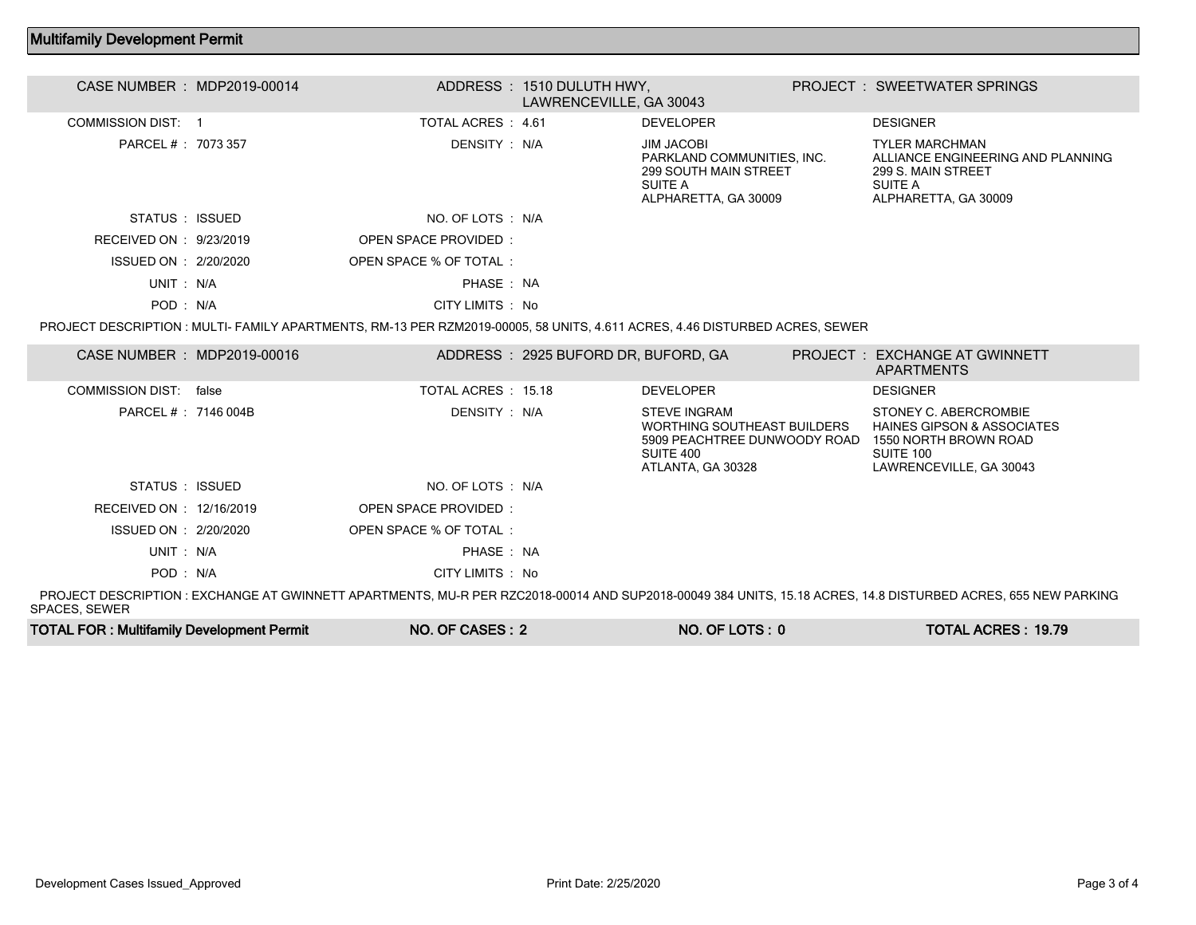## Multifamily Development Permit

| | | | | | |
|---|---|---|---|---|---|
| CASE NUMBER : | MDP2019-00014 | ADDRESS : | 1510 DULUTH HWY, LAWRENCEVILLE, GA 30043 | PROJECT : | SWEETWATER SPRINGS |
| COMMISSION DIST: | 1 | TOTAL ACRES : | 4.61 | DEVELOPER | DESIGNER |
| PARCEL # : | 7073 357 | DENSITY : | N/A | JIM JACOBI<br>PARKLAND COMMUNITIES, INC.<br>299 SOUTH MAIN STREET<br>SUITE A<br>ALPHARETTA, GA 30009 | TYLER MARCHMAN<br>ALLIANCE ENGINEERING AND PLANNING<br>299 S. MAIN STREET<br>SUITE A<br>ALPHARETTA, GA 30009 |
| STATUS : | ISSUED | NO. OF LOTS : | N/A | | |
| RECEIVED ON : | 9/23/2019 | OPEN SPACE PROVIDED : | | | |
| ISSUED ON : | 2/20/2020 | OPEN SPACE % OF TOTAL : | | | |
| UNIT : | N/A | PHASE : | NA | | |
| POD : | N/A | CITY LIMITS : | No | | |

PROJECT DESCRIPTION : MULTI- FAMILY APARTMENTS, RM-13 PER RZM2019-00005, 58 UNITS, 4.611 ACRES, 4.46 DISTURBED ACRES, SEWER

| | | | | | |
|---|---|---|---|---|---|
| CASE NUMBER : | MDP2019-00016 | ADDRESS : | 2925 BUFORD DR, BUFORD, GA | PROJECT : | EXCHANGE AT GWINNETT APARTMENTS |
| COMMISSION DIST: | false | TOTAL ACRES : | 15.18 | DEVELOPER | DESIGNER |
| PARCEL # : | 7146 004B | DENSITY : | N/A | STEVE INGRAM<br>WORTHING SOUTHEAST BUILDERS<br>5909 PEACHTREE DUNWOODY ROAD<br>SUITE 400<br>ATLANTA, GA 30328 | STONEY C. ABERCROMBIE<br>HAINES GIPSON & ASSOCIATES<br>1550 NORTH BROWN ROAD<br>SUITE 100<br>LAWRENCEVILLE, GA 30043 |
| STATUS : | ISSUED | NO. OF LOTS : | N/A | | |
| RECEIVED ON : | 12/16/2019 | OPEN SPACE PROVIDED : | | | |
| ISSUED ON : | 2/20/2020 | OPEN SPACE % OF TOTAL : | | | |
| UNIT : | N/A | PHASE : | NA | | |
| POD : | N/A | CITY LIMITS : | No | | |

PROJECT DESCRIPTION : EXCHANGE AT GWINNETT APARTMENTS, MU-R PER RZC2018-00014 AND SUP2018-00049 384 UNITS, 15.18 ACRES, 14.8 DISTURBED ACRES, 655 NEW PARKING SPACES, SEWER

| TOTAL FOR : Multifamily Development Permit | NO. OF CASES : 2 | NO. OF LOTS : 0 | TOTAL ACRES : 19.79 |
|---|---|---|---|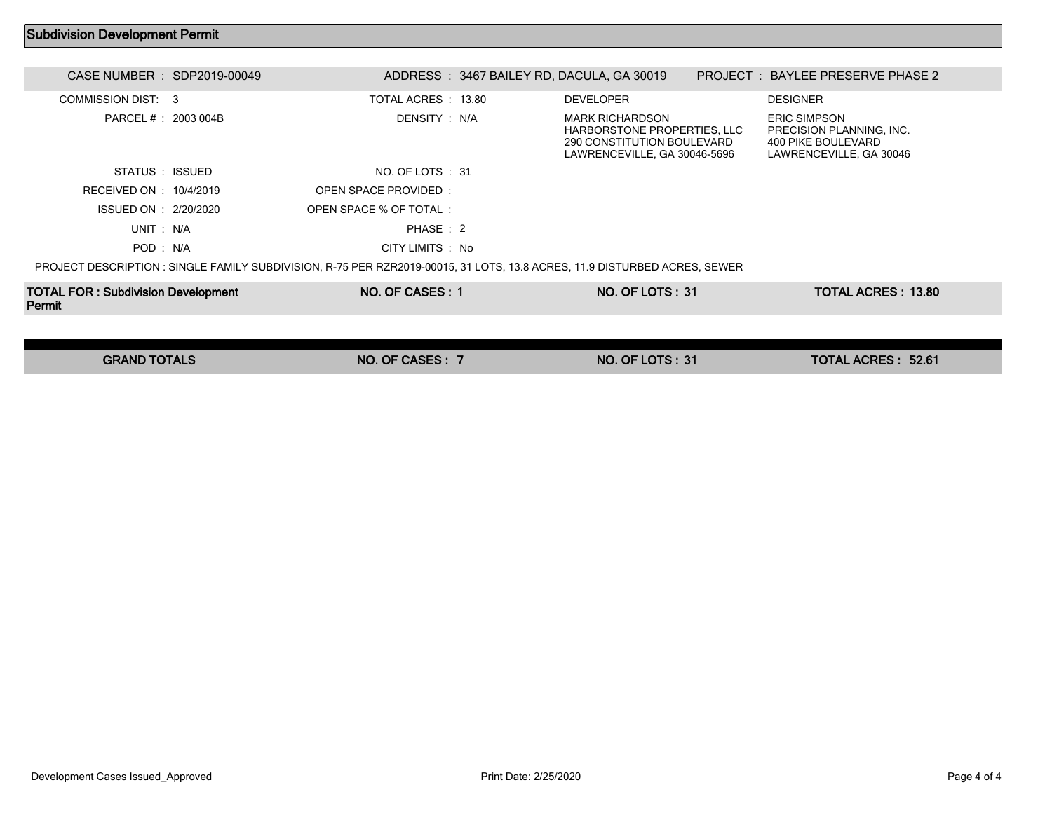## Subdivision Development Permit

| | | | |
|---|---|---|---|
| CASE NUMBER : SDP2019-00049 | ADDRESS : 3467 BAILEY RD, DACULA, GA 30019 | | PROJECT : BAYLEE PRESERVE PHASE 2 |
| COMMISSION DIST: 3 | TOTAL ACRES : 13.80 | DEVELOPER | DESIGNER |
| PARCEL # : 2003 004B | DENSITY : N/A | MARK RICHARDSON<br>HARBORSTONE PROPERTIES, LLC<br>290 CONSTITUTION BOULEVARD<br>LAWRENCEVILLE, GA 30046-5696 | ERIC SIMPSON<br>PRECISION PLANNING, INC.<br>400 PIKE BOULEVARD<br>LAWRENCEVILLE, GA 30046 |
| STATUS : ISSUED | NO. OF LOTS : 31 | | |
| RECEIVED ON : 10/4/2019 | OPEN SPACE PROVIDED : | | |
| ISSUED ON : 2/20/2020 | OPEN SPACE % OF TOTAL : | | |
| UNIT : N/A | PHASE : 2 | | |
| POD : N/A | CITY LIMITS : No | | |

PROJECT DESCRIPTION : SINGLE FAMILY SUBDIVISION, R-75 PER RZR2019-00015, 31 LOTS, 13.8 ACRES, 11.9 DISTURBED ACRES, SEWER

| | | | |
|---|---|---|---|
| **TOTAL FOR : Subdivision Development Permit** | **NO. OF CASES : 1** | **NO. OF LOTS : 31** | **TOTAL ACRES : 13.80** |

| | | | |
|---|---|---|---|
| **GRAND TOTALS** | **NO. OF CASES : 7** | **NO. OF LOTS : 31** | **TOTAL ACRES : 52.61** |